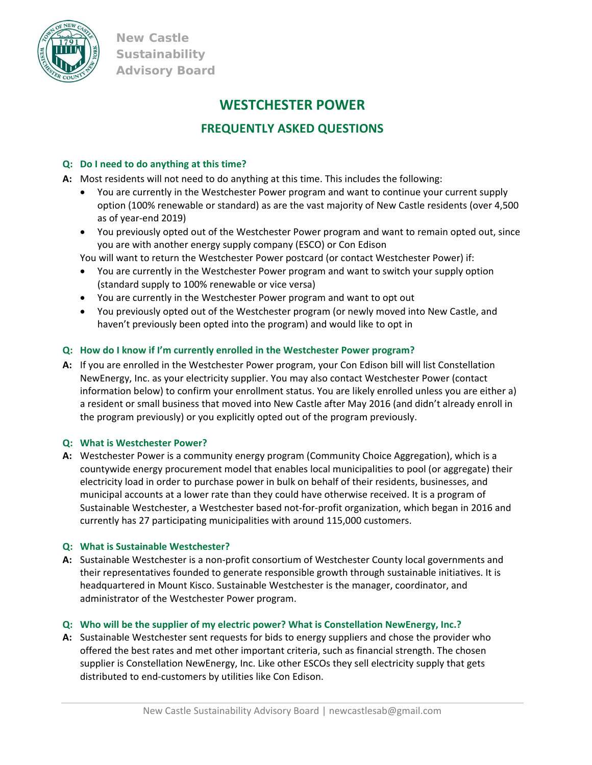New Castle Sustainability Advisory Board

# WESTCHESTER POWER

## FREQUENTLY ASKED QUESTIONS

**Q: Do I need to do anything at this time?**

**A:** Most residents will not need to do anything at this time. This includes the following:

- You are currently in the Westchester Power program and want to continue your current supply option (100% renewable or standard) as are the vast majority of New Castle residents (over 4,500 as of year-end 2019)
- You previously opted out of the Westchester Power program and want to remain opted out, since you are with another energy supply company (ESCO) or Con Edison

You will want to return the Westchester Power postcard (or contact Westchester Power) if:

- You are currently in the Westchester Power program and want to switch your supply option (standard supply to 100% renewable or vice versa)
- You are currently in the Westchester Power program and want to opt out
- You previously opted out of the Westchester program (or newly moved into New Castle, and haven't previously been opted into the program) and would like to opt in

**Q: How do I know if I'm currently enrolled in the Westchester Power program?**

**A:** If you are enrolled in the Westchester Power program, your Con Edison bill will list Constellation NewEnergy, Inc. as your electricity supplier. You may also contact Westchester Power (contact information below) to confirm your enrollment status. You are likely enrolled unless you are either a) a resident or small business that moved into New Castle after May 2016 (and didn't already enroll in the program previously) or you explicitly opted out of the program previously.

**Q: What is Westchester Power?**

**A:** Westchester Power is a community energy program (Community Choice Aggregation), which is a countywide energy procurement model that enables local municipalities to pool (or aggregate) their electricity load in order to purchase power in bulk on behalf of their residents, businesses, and municipal accounts at a lower rate than they could have otherwise received. It is a program of Sustainable Westchester, a Westchester based not-for-profit organization, which began in 2016 and currently has 27 participating municipalities with around 115,000 customers.

**Q: What is Sustainable Westchester?**

**A:** Sustainable Westchester is a non-profit consortium of Westchester County local governments and their representatives founded to generate responsible growth through sustainable initiatives. It is headquartered in Mount Kisco. Sustainable Westchester is the manager, coordinator, and administrator of the Westchester Power program.

**Q: Who will be the supplier of my electric power? What is Constellation NewEnergy, Inc.?**

**A:** Sustainable Westchester sent requests for bids to energy suppliers and chose the provider who offered the best rates and met other important criteria, such as financial strength. The chosen supplier is Constellation NewEnergy, Inc. Like other ESCOs they sell electricity supply that gets distributed to end-customers by utilities like Con Edison.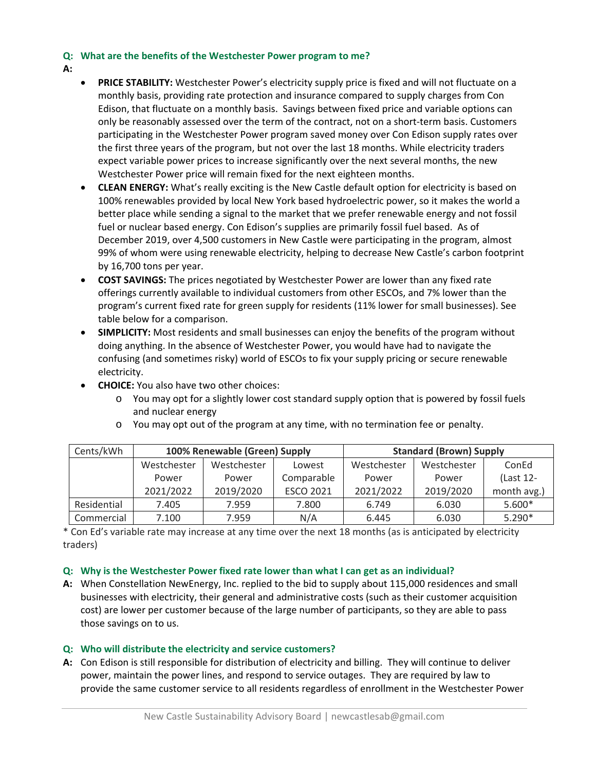**Q: What are the benefits of the Westchester Power program to me?**

**A:**

- **PRICE STABILITY:** Westchester Power's electricity supply price is fixed and will not fluctuate on a monthly basis, providing rate protection and insurance compared to supply charges from Con Edison, that fluctuate on a monthly basis. Savings between fixed price and variable options can only be reasonably assessed over the term of the contract, not on a short-term basis. Customers participating in the Westchester Power program saved money over Con Edison supply rates over the first three years of the program, but not over the last 18 months. While electricity traders expect variable power prices to increase significantly over the next several months, the new Westchester Power price will remain fixed for the next eighteen months.
- **CLEAN ENERGY:** What's really exciting is the New Castle default option for electricity is based on 100% renewables provided by local New York based hydroelectric power, so it makes the world a better place while sending a signal to the market that we prefer renewable energy and not fossil fuel or nuclear based energy. Con Edison's supplies are primarily fossil fuel based. As of December 2019, over 4,500 customers in New Castle were participating in the program, almost 99% of whom were using renewable electricity, helping to decrease New Castle's carbon footprint by 16,700 tons per year.
- **COST SAVINGS:** The prices negotiated by Westchester Power are lower than any fixed rate offerings currently available to individual customers from other ESCOs, and 7% lower than the program's current fixed rate for green supply for residents (11% lower for small businesses). See table below for a comparison.
- **SIMPLICITY:** Most residents and small businesses can enjoy the benefits of the program without doing anything. In the absence of Westchester Power, you would have had to navigate the confusing (and sometimes risky) world of ESCOs to fix your supply pricing or secure renewable electricity.
- **CHOICE:** You also have two other choices:
  - You may opt for a slightly lower cost standard supply option that is powered by fossil fuels and nuclear energy
  - You may opt out of the program at any time, with no termination fee or penalty.

| Cents/kWh | 100% Renewable (Green) Supply | | | Standard (Brown) Supply | | |
|---|---|---|---|---|---|---|
| | Westchester Power 2021/2022 | Westchester Power 2019/2020 | Lowest Comparable ESCO 2021 | Westchester Power 2021/2022 | Westchester Power 2019/2020 | ConEd (Last 12-month avg.) |
| Residential | 7.405 | 7.959 | 7.800 | 6.749 | 6.030 | 5.600* |
| Commercial | 7.100 | 7.959 | N/A | 6.445 | 6.030 | 5.290* |

* Con Ed's variable rate may increase at any time over the next 18 months (as is anticipated by electricity traders)

**Q: Why is the Westchester Power fixed rate lower than what I can get as an individual?**

**A:** When Constellation NewEnergy, Inc. replied to the bid to supply about 115,000 residences and small businesses with electricity, their general and administrative costs (such as their customer acquisition cost) are lower per customer because of the large number of participants, so they are able to pass those savings on to us.

**Q: Who will distribute the electricity and service customers?**

**A:** Con Edison is still responsible for distribution of electricity and billing. They will continue to deliver power, maintain the power lines, and respond to service outages. They are required by law to provide the same customer service to all residents regardless of enrollment in the Westchester Power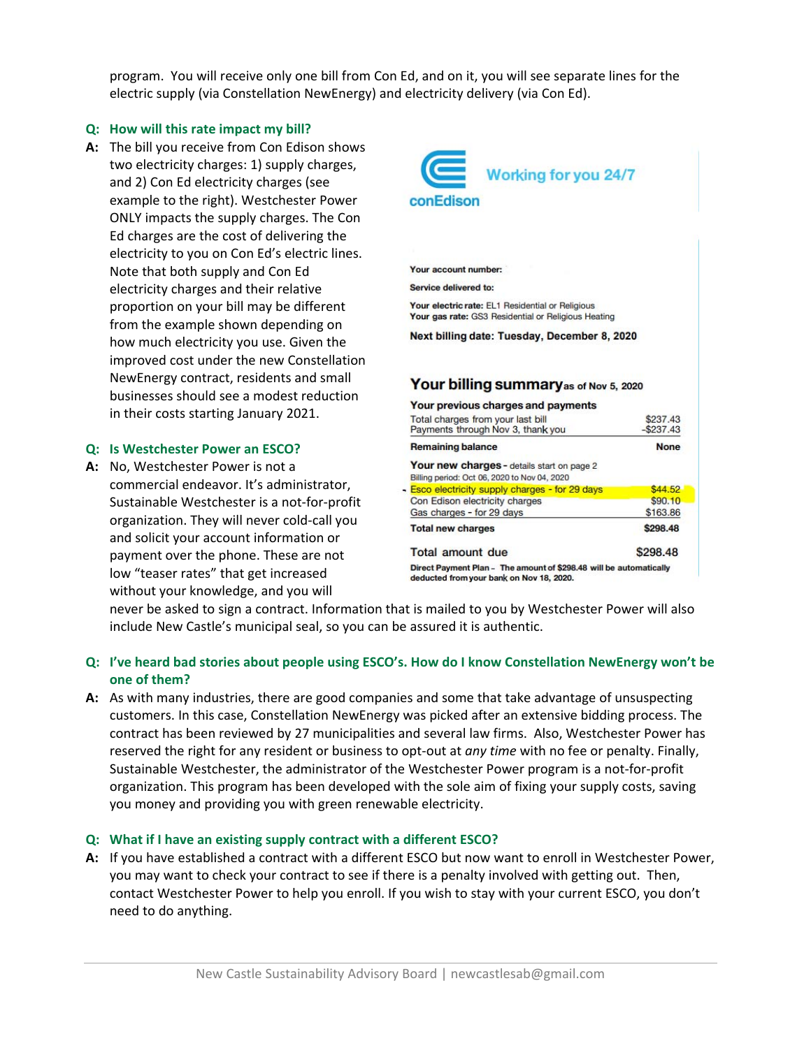program. You will receive only one bill from Con Ed, and on it, you will see separate lines for the electric supply (via Constellation NewEnergy) and electricity delivery (via Con Ed).

**Q: How will this rate impact my bill?**

**A:** The bill you receive from Con Edison shows two electricity charges: 1) supply charges, and 2) Con Ed electricity charges (see example to the right). Westchester Power ONLY impacts the supply charges. The Con Ed charges are the cost of delivering the electricity to you on Con Ed's electric lines. Note that both supply and Con Ed electricity charges and their relative proportion on your bill may be different from the example shown depending on how much electricity you use. Given the improved cost under the new Constellation NewEnergy contract, residents and small businesses should see a modest reduction in their costs starting January 2021.

conEdison — Working for you 24/7

**Your account number:**

**Service delivered to:**

**Your electric rate:** EL1 Residential or Religious
**Your gas rate:** GS3 Residential or Religious Heating

**Next billing date: Tuesday, December 8, 2020**

**Your billing summary** as of Nov 5, 2020

| **Your previous charges and payments** | |
|---|---|
| Total charges from your last bill | $237.43 |
| Payments through Nov 3, thank you | -$237.43 |
| **Remaining balance** | **None** |
| **Your new charges** - details start on page 2 | |
| Billing period: Oct 06, 2020 to Nov 04, 2020 | |
| Esco electricity supply charges - for 29 days | $44.52 |
| Con Edison electricity charges | $90.10 |
| Gas charges - for 29 days | $163.86 |
| **Total new charges** | **$298.48** |
| **Total amount due** | **$298.48** |

**Direct Payment Plan - The amount of $298.48 will be automatically deducted from your bank on Nov 18, 2020.**

**Q: Is Westchester Power an ESCO?**

**A:** No, Westchester Power is not a commercial endeavor. It's administrator, Sustainable Westchester is a not-for-profit organization. They will never cold-call you and solicit your account information or payment over the phone. These are not low "teaser rates" that get increased without your knowledge, and you will never be asked to sign a contract. Information that is mailed to you by Westchester Power will also include New Castle's municipal seal, so you can be assured it is authentic.

**Q: I've heard bad stories about people using ESCO's. How do I know Constellation NewEnergy won't be one of them?**

**A:** As with many industries, there are good companies and some that take advantage of unsuspecting customers. In this case, Constellation NewEnergy was picked after an extensive bidding process. The contract has been reviewed by 27 municipalities and several law firms. Also, Westchester Power has reserved the right for any resident or business to opt-out at *any time* with no fee or penalty. Finally, Sustainable Westchester, the administrator of the Westchester Power program is a not-for-profit organization. This program has been developed with the sole aim of fixing your supply costs, saving you money and providing you with green renewable electricity.

**Q: What if I have an existing supply contract with a different ESCO?**

**A:** If you have established a contract with a different ESCO but now want to enroll in Westchester Power, you may want to check your contract to see if there is a penalty involved with getting out. Then, contact Westchester Power to help you enroll. If you wish to stay with your current ESCO, you don't need to do anything.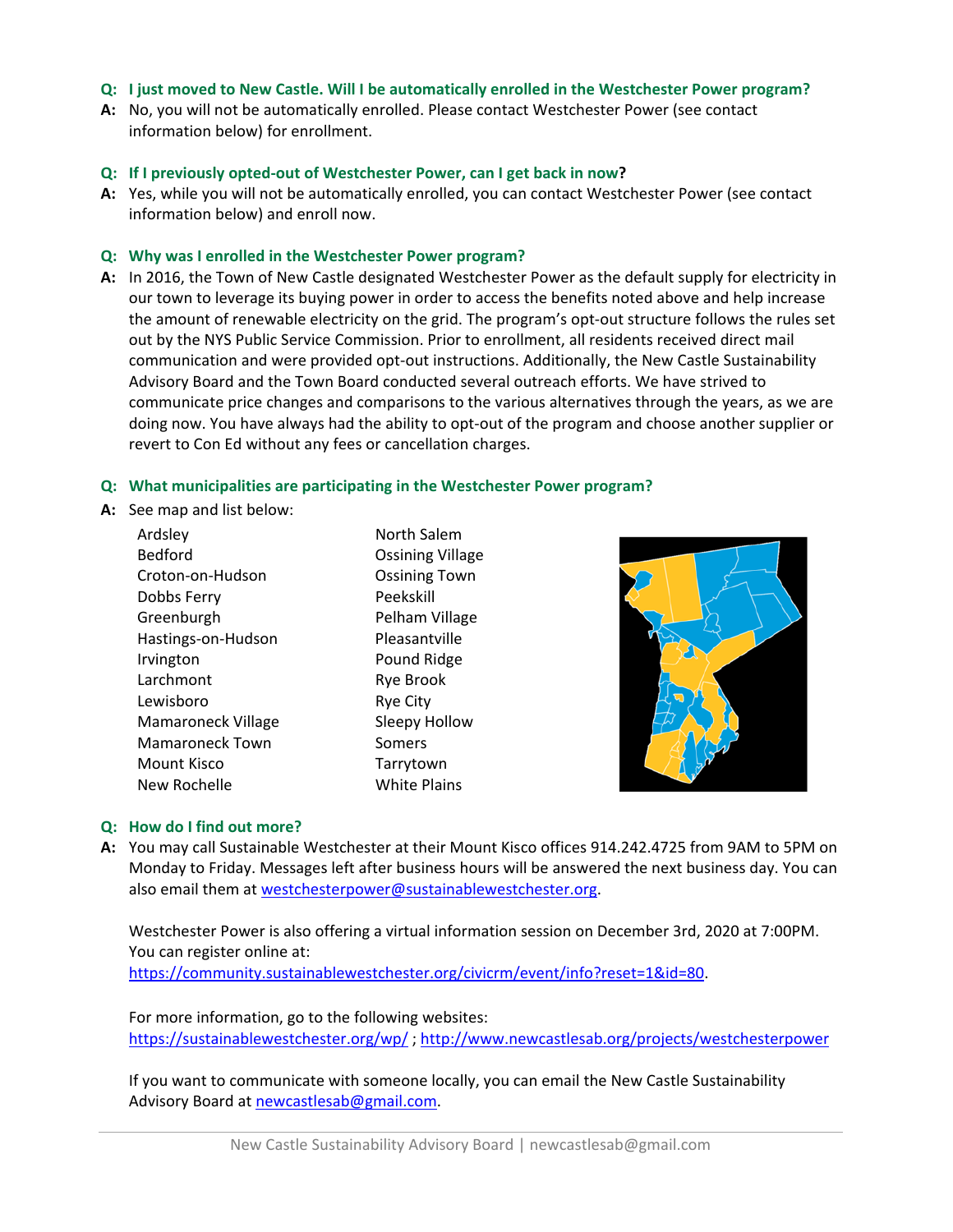**Q: I just moved to New Castle. Will I be automatically enrolled in the Westchester Power program?**

**A:** No, you will not be automatically enrolled. Please contact Westchester Power (see contact information below) for enrollment.

**Q: If I previously opted-out of Westchester Power, can I get back in now?**

**A:** Yes, while you will not be automatically enrolled, you can contact Westchester Power (see contact information below) and enroll now.

**Q: Why was I enrolled in the Westchester Power program?**

**A:** In 2016, the Town of New Castle designated Westchester Power as the default supply for electricity in our town to leverage its buying power in order to access the benefits noted above and help increase the amount of renewable electricity on the grid. The program's opt-out structure follows the rules set out by the NYS Public Service Commission. Prior to enrollment, all residents received direct mail communication and were provided opt-out instructions. Additionally, the New Castle Sustainability Advisory Board and the Town Board conducted several outreach efforts. We have strived to communicate price changes and comparisons to the various alternatives through the years, as we are doing now. You have always had the ability to opt-out of the program and choose another supplier or revert to Con Ed without any fees or cancellation charges.

**Q: What municipalities are participating in the Westchester Power program?**

**A:** See map and list below:

- Ardsley
- Bedford
- Croton-on-Hudson
- Dobbs Ferry
- Greenburgh
- Hastings-on-Hudson
- Irvington
- Larchmont
- Lewisboro
- Mamaroneck Village
- Mamaroneck Town
- Mount Kisco
- New Rochelle
- North Salem
- Ossining Village
- Ossining Town
- Peekskill
- Pelham Village
- Pleasantville
- Pound Ridge
- Rye Brook
- Rye City
- Sleepy Hollow
- Somers
- Tarrytown
- White Plains

**Q: How do I find out more?**

**A:** You may call Sustainable Westchester at their Mount Kisco offices 914.242.4725 from 9AM to 5PM on Monday to Friday. Messages left after business hours will be answered the next business day. You can also email them at westchesterpower@sustainablewestchester.org.

Westchester Power is also offering a virtual information session on December 3rd, 2020 at 7:00PM. You can register online at: https://community.sustainablewestchester.org/civicrm/event/info?reset=1&id=80.

For more information, go to the following websites: https://sustainablewestchester.org/wp/ ; http://www.newcastlesab.org/projects/westchesterpower

If you want to communicate with someone locally, you can email the New Castle Sustainability Advisory Board at newcastlesab@gmail.com.